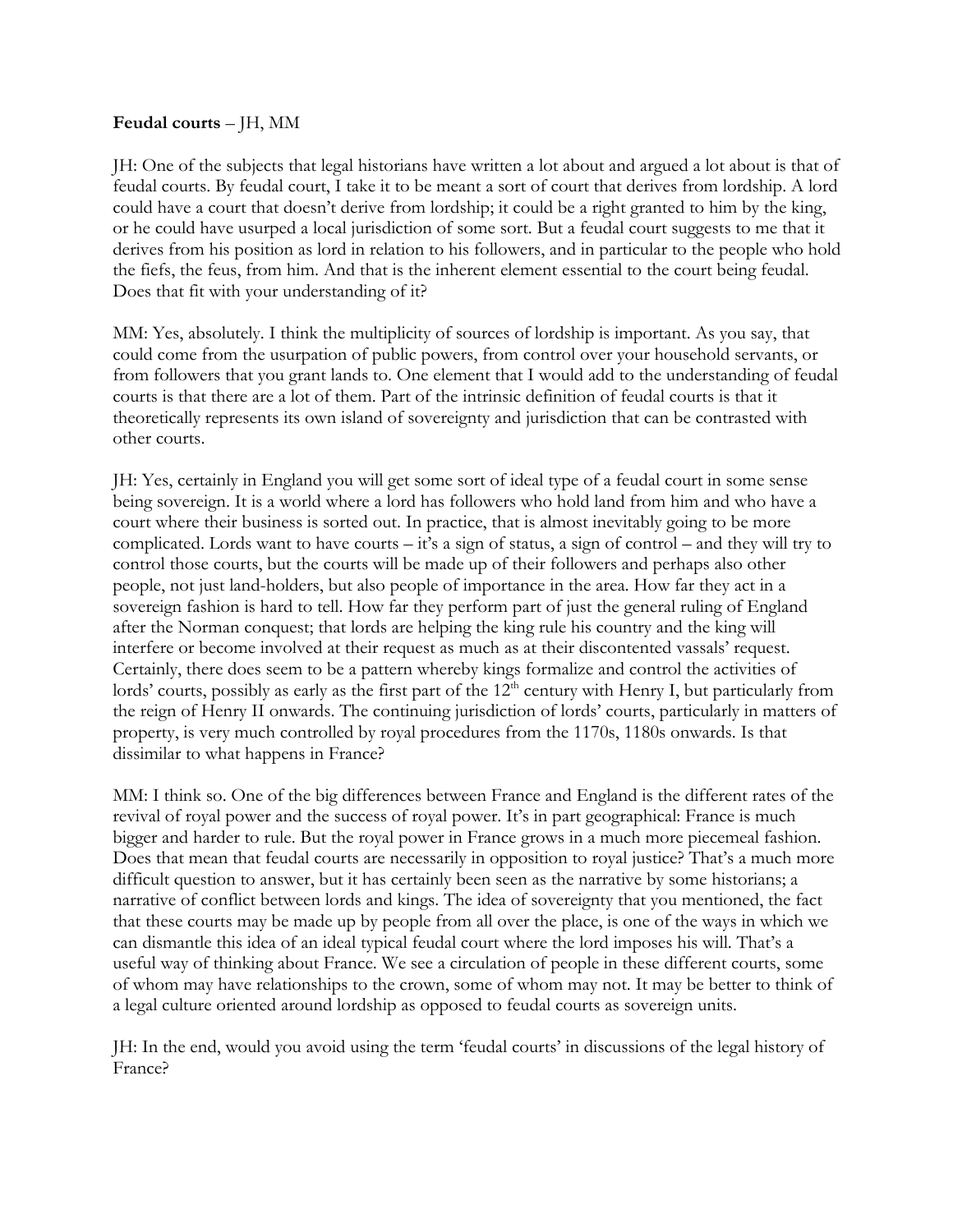**Feudal courts** – JH, MM

JH: One of the subjects that legal historians have written a lot about and argued a lot about is that of feudal courts. By feudal court, I take it to be meant a sort of court that derives from lordship. A lord could have a court that doesn't derive from lordship; it could be a right granted to him by the king, or he could have usurped a local jurisdiction of some sort. But a feudal court suggests to me that it derives from his position as lord in relation to his followers, and in particular to the people who hold the fiefs, the feus, from him. And that is the inherent element essential to the court being feudal. Does that fit with your understanding of it?

MM: Yes, absolutely. I think the multiplicity of sources of lordship is important. As you say, that could come from the usurpation of public powers, from control over your household servants, or from followers that you grant lands to. One element that I would add to the understanding of feudal courts is that there are a lot of them. Part of the intrinsic definition of feudal courts is that it theoretically represents its own island of sovereignty and jurisdiction that can be contrasted with other courts.

JH: Yes, certainly in England you will get some sort of ideal type of a feudal court in some sense being sovereign. It is a world where a lord has followers who hold land from him and who have a court where their business is sorted out. In practice, that is almost inevitably going to be more complicated. Lords want to have courts – it's a sign of status, a sign of control – and they will try to control those courts, but the courts will be made up of their followers and perhaps also other people, not just land-holders, but also people of importance in the area. How far they act in a sovereign fashion is hard to tell. How far they perform part of just the general ruling of England after the Norman conquest; that lords are helping the king rule his country and the king will interfere or become involved at their request as much as at their discontented vassals' request. Certainly, there does seem to be a pattern whereby kings formalize and control the activities of lords' courts, possibly as early as the first part of the 12th century with Henry I, but particularly from the reign of Henry II onwards. The continuing jurisdiction of lords' courts, particularly in matters of property, is very much controlled by royal procedures from the 1170s, 1180s onwards. Is that dissimilar to what happens in France?

MM: I think so. One of the big differences between France and England is the different rates of the revival of royal power and the success of royal power. It's in part geographical: France is much bigger and harder to rule. But the royal power in France grows in a much more piecemeal fashion. Does that mean that feudal courts are necessarily in opposition to royal justice? That's a much more difficult question to answer, but it has certainly been seen as the narrative by some historians; a narrative of conflict between lords and kings. The idea of sovereignty that you mentioned, the fact that these courts may be made up by people from all over the place, is one of the ways in which we can dismantle this idea of an ideal typical feudal court where the lord imposes his will. That's a useful way of thinking about France. We see a circulation of people in these different courts, some of whom may have relationships to the crown, some of whom may not. It may be better to think of a legal culture oriented around lordship as opposed to feudal courts as sovereign units.

JH: In the end, would you avoid using the term 'feudal courts' in discussions of the legal history of France?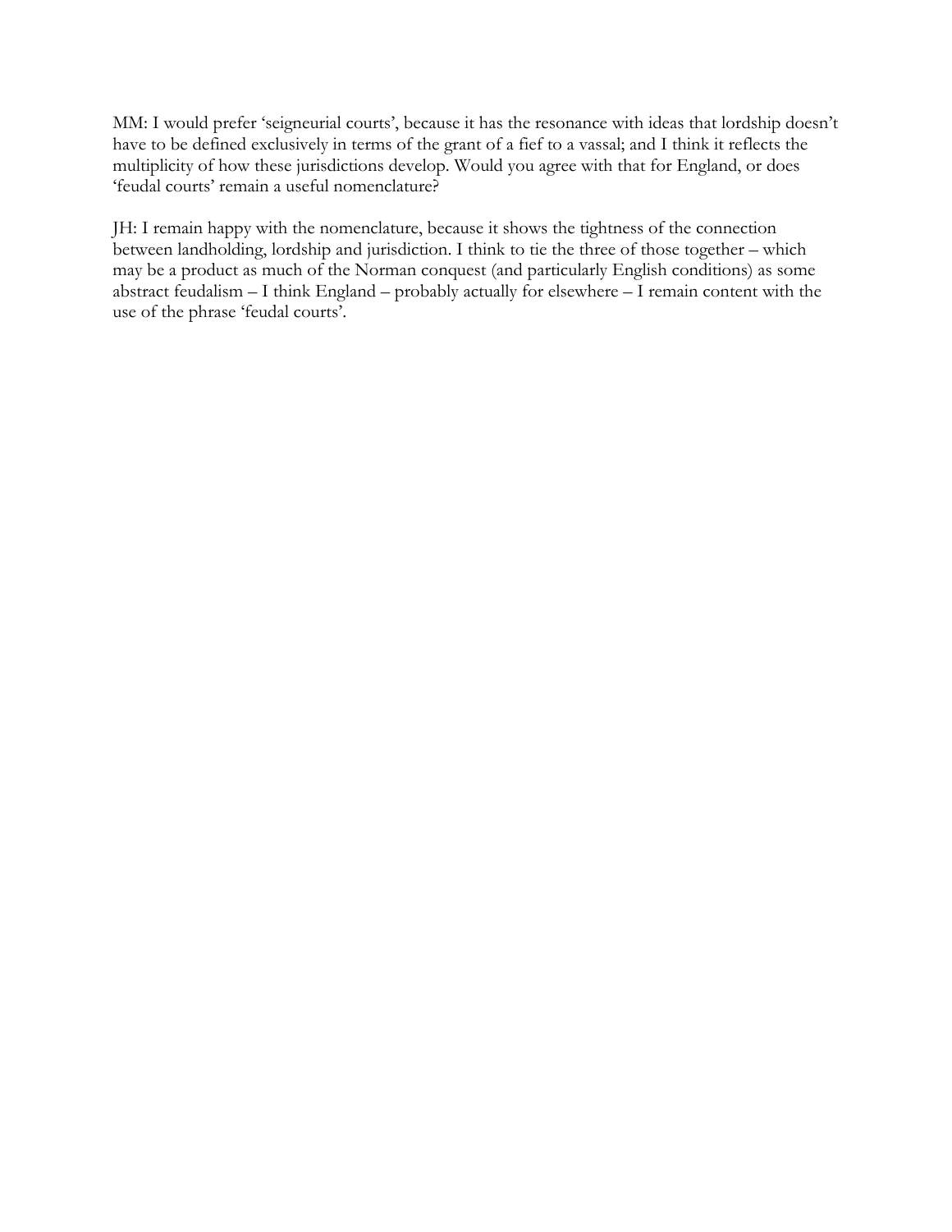MM: I would prefer 'seigneurial courts', because it has the resonance with ideas that lordship doesn't have to be defined exclusively in terms of the grant of a fief to a vassal; and I think it reflects the multiplicity of how these jurisdictions develop. Would you agree with that for England, or does 'feudal courts' remain a useful nomenclature?

JH: I remain happy with the nomenclature, because it shows the tightness of the connection between landholding, lordship and jurisdiction. I think to tie the three of those together – which may be a product as much of the Norman conquest (and particularly English conditions) as some abstract feudalism – I think England – probably actually for elsewhere – I remain content with the use of the phrase 'feudal courts'.